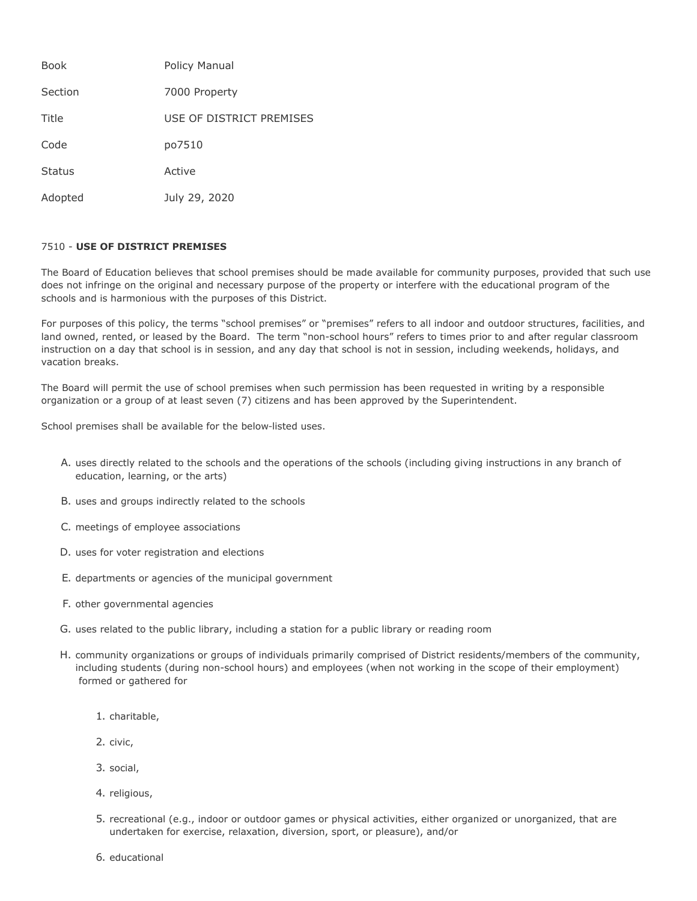| | |
|---|---|
| Book | Policy Manual |
| Section | 7000 Property |
| Title | USE OF DISTRICT PREMISES |
| Code | po7510 |
| Status | Active |
| Adopted | July 29, 2020 |

## 7510 - **USE OF DISTRICT PREMISES**

The Board of Education believes that school premises should be made available for community purposes, provided that such use does not infringe on the original and necessary purpose of the property or interfere with the educational program of the schools and is harmonious with the purposes of this District.

For purposes of this policy, the terms "school premises" or "premises" refers to all indoor and outdoor structures, facilities, and land owned, rented, or leased by the Board. The term "non-school hours" refers to times prior to and after regular classroom instruction on a day that school is in session, and any day that school is not in session, including weekends, holidays, and vacation breaks.

The Board will permit the use of school premises when such permission has been requested in writing by a responsible organization or a group of at least seven (7) citizens and has been approved by the Superintendent.

School premises shall be available for the below-listed uses.

A. uses directly related to the schools and the operations of the schools (including giving instructions in any branch of education, learning, or the arts)

B. uses and groups indirectly related to the schools

C. meetings of employee associations

D. uses for voter registration and elections

E. departments or agencies of the municipal government

F. other governmental agencies

G. uses related to the public library, including a station for a public library or reading room

H. community organizations or groups of individuals primarily comprised of District residents/members of the community, including students (during non-school hours) and employees (when not working in the scope of their employment) formed or gathered for

   1. charitable,
   2. civic,
   3. social,
   4. religious,
   5. recreational (e.g., indoor or outdoor games or physical activities, either organized or unorganized, that are undertaken for exercise, relaxation, diversion, sport, or pleasure), and/or
   6. educational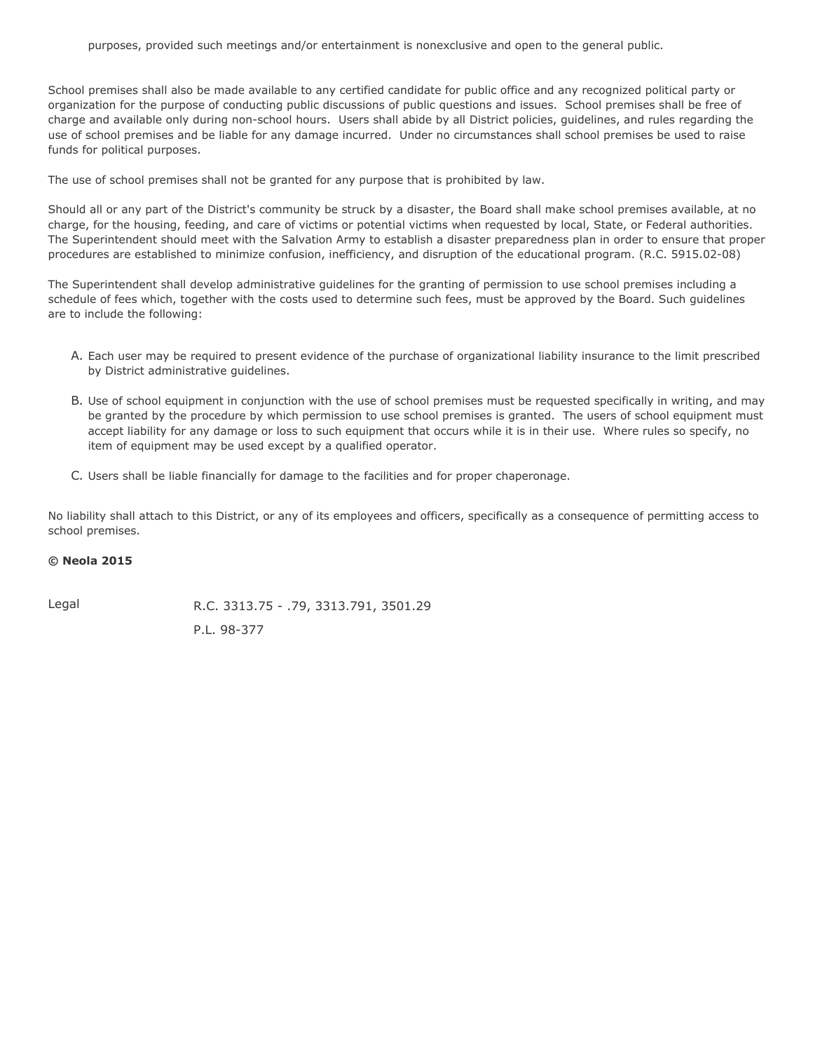purposes, provided such meetings and/or entertainment is nonexclusive and open to the general public.

School premises shall also be made available to any certified candidate for public office and any recognized political party or organization for the purpose of conducting public discussions of public questions and issues. School premises shall be free of charge and available only during non-school hours. Users shall abide by all District policies, guidelines, and rules regarding the use of school premises and be liable for any damage incurred. Under no circumstances shall school premises be used to raise funds for political purposes.

The use of school premises shall not be granted for any purpose that is prohibited by law.

Should all or any part of the District's community be struck by a disaster, the Board shall make school premises available, at no charge, for the housing, feeding, and care of victims or potential victims when requested by local, State, or Federal authorities. The Superintendent should meet with the Salvation Army to establish a disaster preparedness plan in order to ensure that proper procedures are established to minimize confusion, inefficiency, and disruption of the educational program. (R.C. 5915.02-08)

The Superintendent shall develop administrative guidelines for the granting of permission to use school premises including a schedule of fees which, together with the costs used to determine such fees, must be approved by the Board. Such guidelines are to include the following:

A. Each user may be required to present evidence of the purchase of organizational liability insurance to the limit prescribed by District administrative guidelines.

B. Use of school equipment in conjunction with the use of school premises must be requested specifically in writing, and may be granted by the procedure by which permission to use school premises is granted. The users of school equipment must accept liability for any damage or loss to such equipment that occurs while it is in their use. Where rules so specify, no item of equipment may be used except by a qualified operator.

C. Users shall be liable financially for damage to the facilities and for proper chaperonage.

No liability shall attach to this District, or any of its employees and officers, specifically as a consequence of permitting access to school premises.

**© Neola 2015**

Legal R.C. 3313.75 - .79, 3313.791, 3501.29

P.L. 98-377